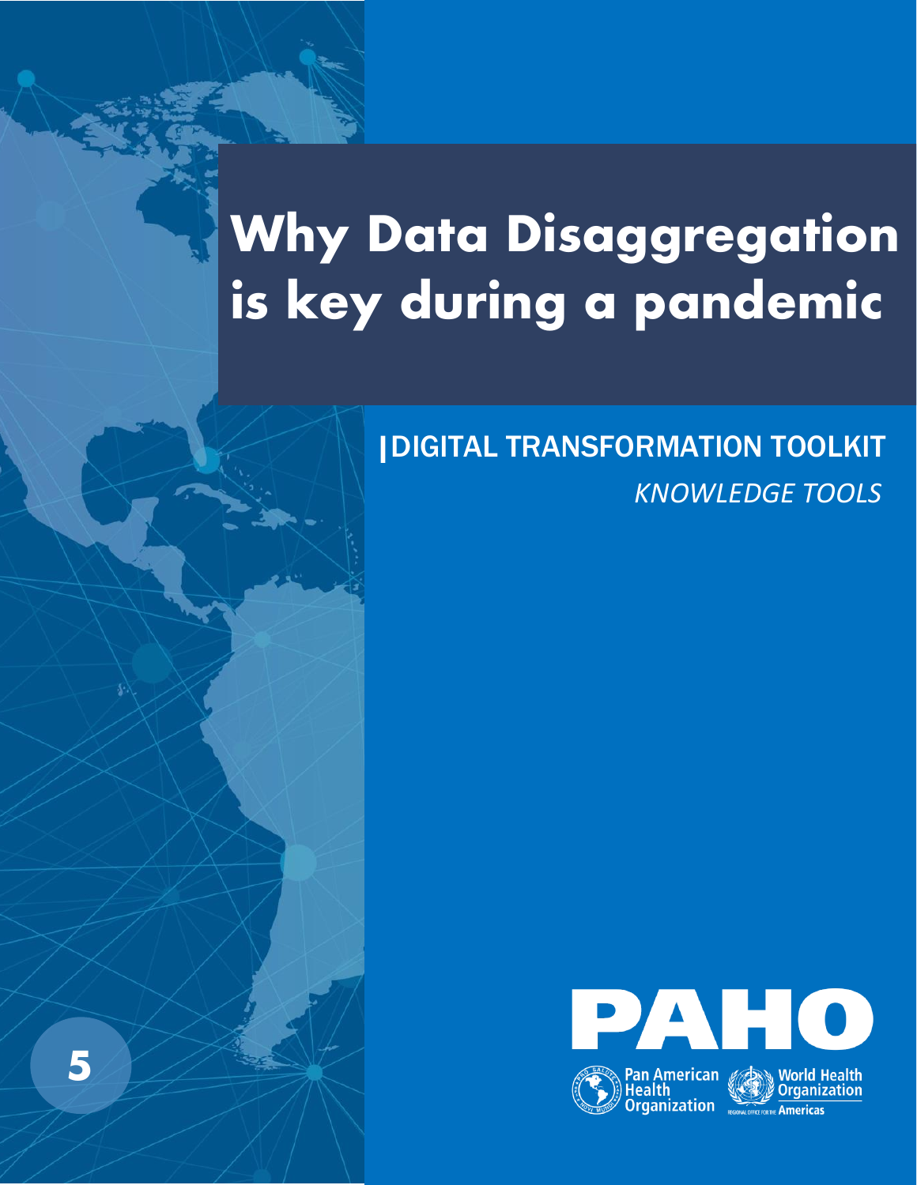# Why Data Disaggregation is key during a pandemic

## |DIGITAL TRANSFORMATION TOOLKIT

*KNOWLEDGE TOOLS*

5

PAHO

Pan American Health Organization

World Health Organization

REGIONAL OFFICE FOR THE Americas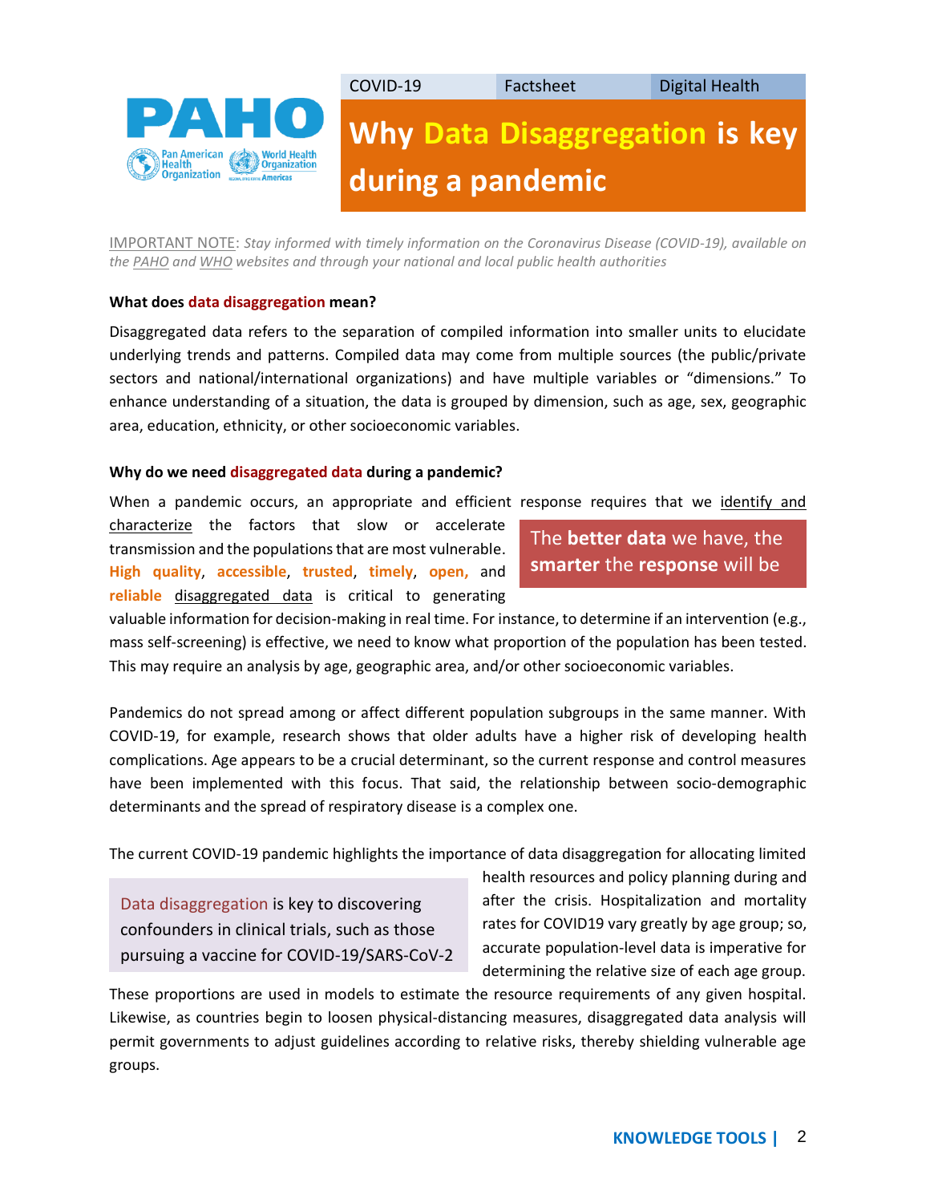COVID-19 | Factsheet | Digital Health

# Why Data Disaggregation is key during a pandemic

IMPORTANT NOTE: *Stay informed with timely information on the Coronavirus Disease (COVID-19), available on the PAHO and WHO websites and through your national and local public health authorities*

**What does data disaggregation mean?**

Disaggregated data refers to the separation of compiled information into smaller units to elucidate underlying trends and patterns. Compiled data may come from multiple sources (the public/private sectors and national/international organizations) and have multiple variables or "dimensions." To enhance understanding of a situation, the data is grouped by dimension, such as age, sex, geographic area, education, ethnicity, or other socioeconomic variables.

**Why do we need disaggregated data during a pandemic?**

When a pandemic occurs, an appropriate and efficient response requires that we identify and characterize the factors that slow or accelerate transmission and the populations that are most vulnerable. **High quality**, **accessible**, **trusted**, **timely**, **open,** and **reliable** disaggregated data is critical to generating valuable information for decision-making in real time. For instance, to determine if an intervention (e.g., mass self-screening) is effective, we need to know what proportion of the population has been tested. This may require an analysis by age, geographic area, and/or other socioeconomic variables.

> The **better data** we have, the **smarter** the **response** will be

Pandemics do not spread among or affect different population subgroups in the same manner. With COVID-19, for example, research shows that older adults have a higher risk of developing health complications. Age appears to be a crucial determinant, so the current response and control measures have been implemented with this focus. That said, the relationship between socio-demographic determinants and the spread of respiratory disease is a complex one.

The current COVID-19 pandemic highlights the importance of data disaggregation for allocating limited health resources and policy planning during and after the crisis. Hospitalization and mortality rates for COVID19 vary greatly by age group; so, accurate population-level data is imperative for determining the relative size of each age group. These proportions are used in models to estimate the resource requirements of any given hospital. Likewise, as countries begin to loosen physical-distancing measures, disaggregated data analysis will permit governments to adjust guidelines according to relative risks, thereby shielding vulnerable age groups.

> Data disaggregation is key to discovering confounders in clinical trials, such as those pursuing a vaccine for COVID-19/SARS-CoV-2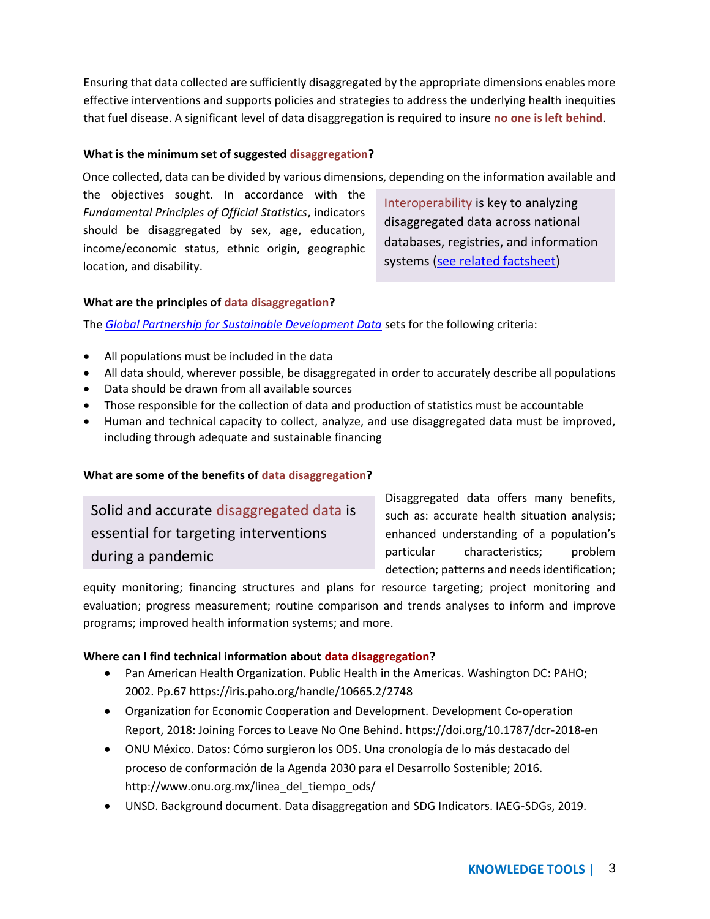Ensuring that data collected are sufficiently disaggregated by the appropriate dimensions enables more effective interventions and supports policies and strategies to address the underlying health inequities that fuel disease. A significant level of data disaggregation is required to insure **no one is left behind**.

### What is the minimum set of suggested disaggregation?

Once collected, data can be divided by various dimensions, depending on the information available and the objectives sought. In accordance with the *Fundamental Principles of Official Statistics*, indicators should be disaggregated by sex, age, education, income/economic status, ethnic origin, geographic location, and disability.

> Interoperability is key to analyzing disaggregated data across national databases, registries, and information systems (see related factsheet)

### What are the principles of data disaggregation?

The *Global Partnership for Sustainable Development Data* sets for the following criteria:

- All populations must be included in the data
- All data should, wherever possible, be disaggregated in order to accurately describe all populations
- Data should be drawn from all available sources
- Those responsible for the collection of data and production of statistics must be accountable
- Human and technical capacity to collect, analyze, and use disaggregated data must be improved, including through adequate and sustainable financing

### What are some of the benefits of data disaggregation?

> Solid and accurate disaggregated data is essential for targeting interventions during a pandemic

Disaggregated data offers many benefits, such as: accurate health situation analysis; enhanced understanding of a population's particular characteristics; problem detection; patterns and needs identification; equity monitoring; financing structures and plans for resource targeting; project monitoring and evaluation; progress measurement; routine comparison and trends analyses to inform and improve programs; improved health information systems; and more.

### Where can I find technical information about data disaggregation?

- Pan American Health Organization. Public Health in the Americas. Washington DC: PAHO; 2002. Pp.67 https://iris.paho.org/handle/10665.2/2748
- Organization for Economic Cooperation and Development. Development Co-operation Report, 2018: Joining Forces to Leave No One Behind. https://doi.org/10.1787/dcr-2018-en
- ONU México. Datos: Cómo surgieron los ODS. Una cronología de lo más destacado del proceso de conformación de la Agenda 2030 para el Desarrollo Sostenible; 2016. http://www.onu.org.mx/linea_del_tiempo_ods/
- UNSD. Background document. Data disaggregation and SDG Indicators. IAEG-SDGs, 2019.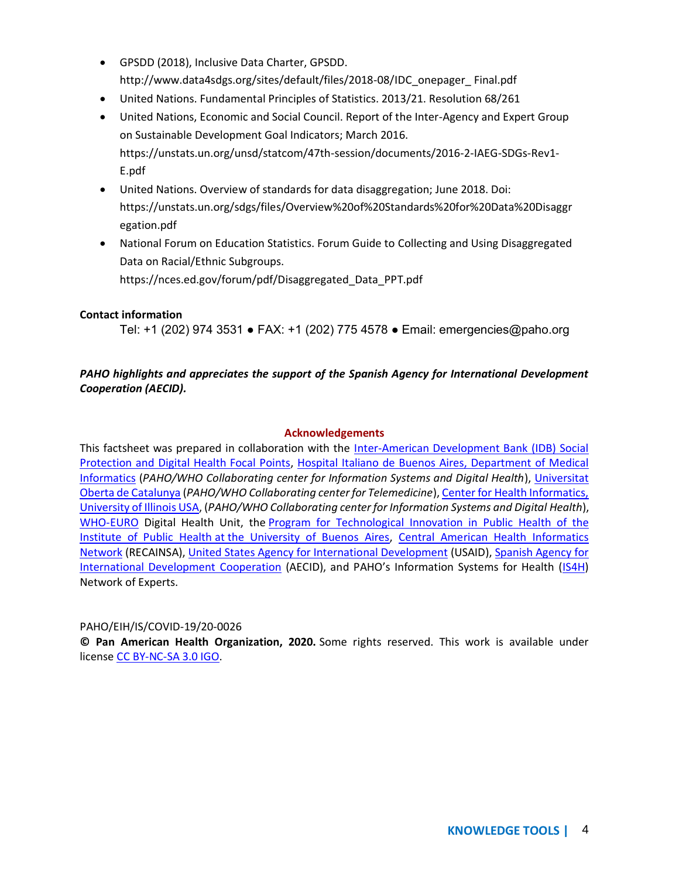- GPSDD (2018), Inclusive Data Charter, GPSDD. http://www.data4sdgs.org/sites/default/files/2018-08/IDC_onepager_ Final.pdf
- United Nations. Fundamental Principles of Statistics. 2013/21. Resolution 68/261
- United Nations, Economic and Social Council. Report of the Inter-Agency and Expert Group on Sustainable Development Goal Indicators; March 2016. https://unstats.un.org/unsd/statcom/47th-session/documents/2016-2-IAEG-SDGs-Rev1-E.pdf
- United Nations. Overview of standards for data disaggregation; June 2018. Doi: https://unstats.un.org/sdgs/files/Overview%20of%20Standards%20for%20Data%20Disaggregation.pdf
- National Forum on Education Statistics. Forum Guide to Collecting and Using Disaggregated Data on Racial/Ethnic Subgroups. https://nces.ed.gov/forum/pdf/Disaggregated_Data_PPT.pdf

**Contact information**

Tel: +1 (202) 974 3531 ● FAX: +1 (202) 775 4578 ● Email: emergencies@paho.org

***PAHO highlights and appreciates the support of the Spanish Agency for International Development Cooperation (AECID).***

**Acknowledgements**

This factsheet was prepared in collaboration with the Inter-American Development Bank (IDB) Social Protection and Digital Health Focal Points, Hospital Italiano de Buenos Aires, Department of Medical Informatics (*PAHO/WHO Collaborating center for Information Systems and Digital Health*), Universitat Oberta de Catalunya (*PAHO/WHO Collaborating center for Telemedicine*), Center for Health Informatics, University of Illinois USA, (*PAHO/WHO Collaborating center for Information Systems and Digital Health*), WHO-EURO Digital Health Unit, the Program for Technological Innovation in Public Health of the Institute of Public Health at the University of Buenos Aires, Central American Health Informatics Network (RECAINSA), United States Agency for International Development (USAID), Spanish Agency for International Development Cooperation (AECID), and PAHO's Information Systems for Health (IS4H) Network of Experts.

PAHO/EIH/IS/COVID-19/20-0026

**© Pan American Health Organization, 2020.** Some rights reserved. This work is available under license CC BY-NC-SA 3.0 IGO.